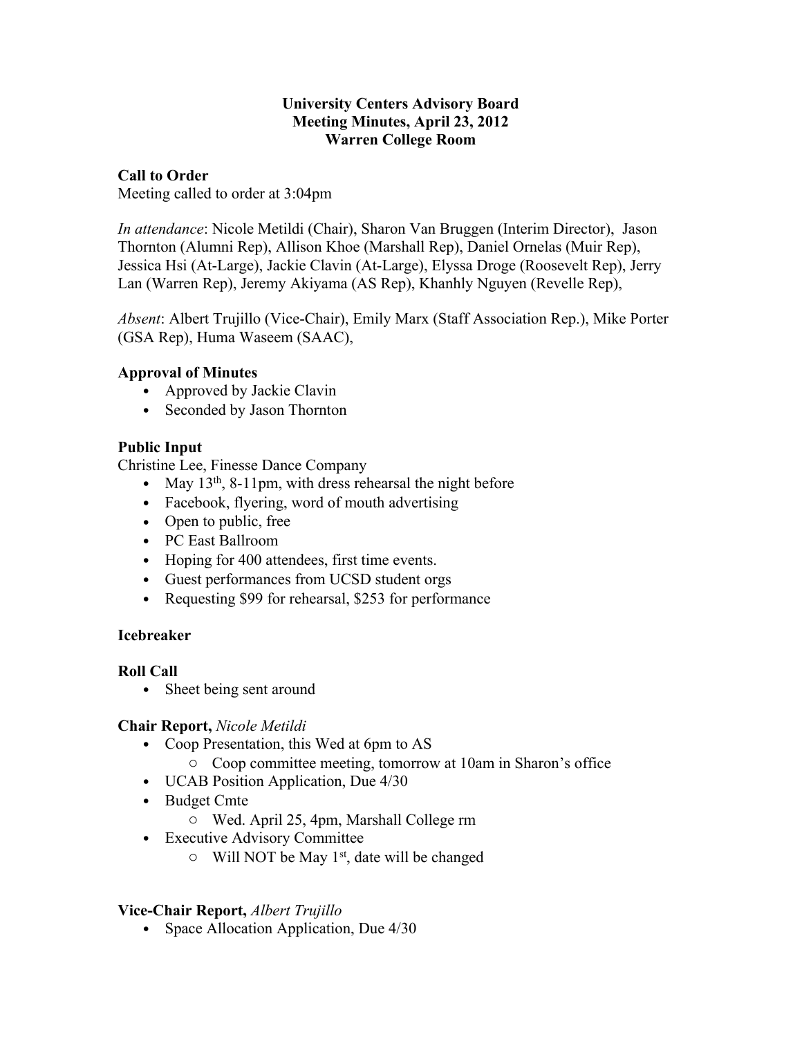**University Centers Advisory Board**
**Meeting Minutes, April 23, 2012**
**Warren College Room**

**Call to Order**

Meeting called to order at 3:04pm

*In attendance*: Nicole Metildi (Chair), Sharon Van Bruggen (Interim Director), Jason Thornton (Alumni Rep), Allison Khoe (Marshall Rep), Daniel Ornelas (Muir Rep), Jessica Hsi (At-Large), Jackie Clavin (At-Large), Elyssa Droge (Roosevelt Rep), Jerry Lan (Warren Rep), Jeremy Akiyama (AS Rep), Khanhly Nguyen (Revelle Rep),

*Absent*: Albert Trujillo (Vice-Chair), Emily Marx (Staff Association Rep.), Mike Porter (GSA Rep), Huma Waseem (SAAC),

**Approval of Minutes**

- Approved by Jackie Clavin
- Seconded by Jason Thornton

**Public Input**

Christine Lee, Finesse Dance Company

- May 13th, 8-11pm, with dress rehearsal the night before
- Facebook, flyering, word of mouth advertising
- Open to public, free
- PC East Ballroom
- Hoping for 400 attendees, first time events.
- Guest performances from UCSD student orgs
- Requesting $99 for rehearsal, $253 for performance

**Icebreaker**

**Roll Call**

- Sheet being sent around

**Chair Report,** *Nicole Metildi*

- Coop Presentation, this Wed at 6pm to AS
  - Coop committee meeting, tomorrow at 10am in Sharon's office
- UCAB Position Application, Due 4/30
- Budget Cmte
  - Wed. April 25, 4pm, Marshall College rm
- Executive Advisory Committee
  - Will NOT be May 1st, date will be changed

**Vice-Chair Report,** *Albert Trujillo*

- Space Allocation Application, Due 4/30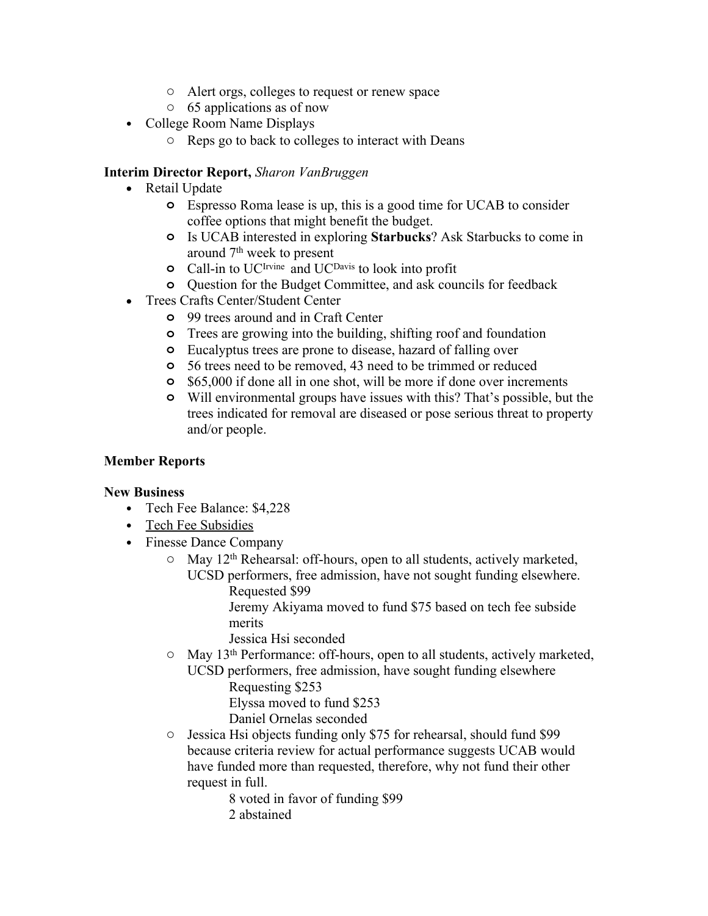- Alert orgs, colleges to request or renew space
  - 65 applications as of now
- College Room Name Displays
  - Reps go to back to colleges to interact with Deans

**Interim Director Report,** *Sharon VanBruggen*

- Retail Update
  - Espresso Roma lease is up, this is a good time for UCAB to consider coffee options that might benefit the budget.
  - Is UCAB interested in exploring **Starbucks**? Ask Starbucks to come in around 7th week to present
  - Call-in to UC Irvine and UC Davis to look into profit
  - Question for the Budget Committee, and ask councils for feedback
- Trees Crafts Center/Student Center
  - 99 trees around and in Craft Center
  - Trees are growing into the building, shifting roof and foundation
  - Eucalyptus trees are prone to disease, hazard of falling over
  - 56 trees need to be removed, 43 need to be trimmed or reduced
  - $65,000 if done all in one shot, will be more if done over increments
  - Will environmental groups have issues with this? That's possible, but the trees indicated for removal are diseased or pose serious threat to property and/or people.

**Member Reports**

**New Business**

- Tech Fee Balance: $4,228
- <u>Tech Fee Subsidies</u>
- Finesse Dance Company
  - May 12th Rehearsal: off-hours, open to all students, actively marketed, UCSD performers, free admission, have not sought funding elsewhere.
    - Requested $99
    - Jeremy Akiyama moved to fund $75 based on tech fee subside merits
    - Jessica Hsi seconded
  - May 13th Performance: off-hours, open to all students, actively marketed, UCSD performers, free admission, have sought funding elsewhere
    - Requesting $253
    - Elyssa moved to fund $253
    - Daniel Ornelas seconded
  - Jessica Hsi objects funding only $75 for rehearsal, should fund $99 because criteria review for actual performance suggests UCAB would have funded more than requested, therefore, why not fund their other request in full.
    - 8 voted in favor of funding $99
    - 2 abstained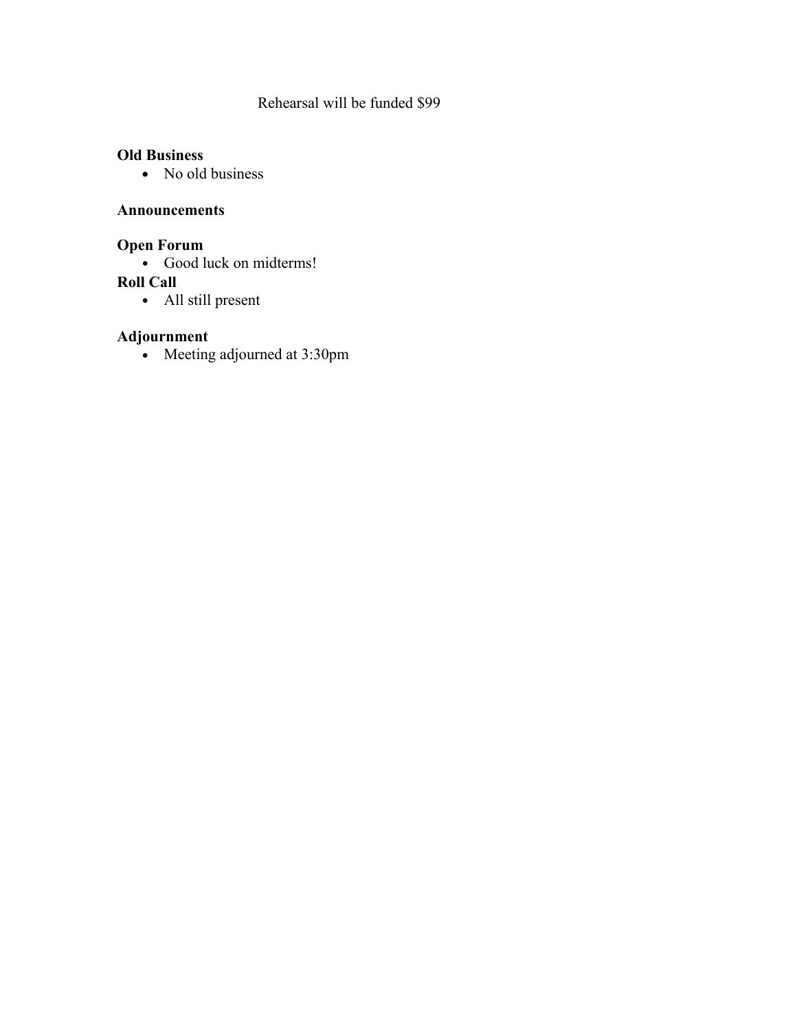Rehearsal will be funded $99

**Old Business**

- No old business

**Announcements**

**Open Forum**

- Good luck on midterms!

**Roll Call**

- All still present

**Adjournment**

- Meeting adjourned at 3:30pm